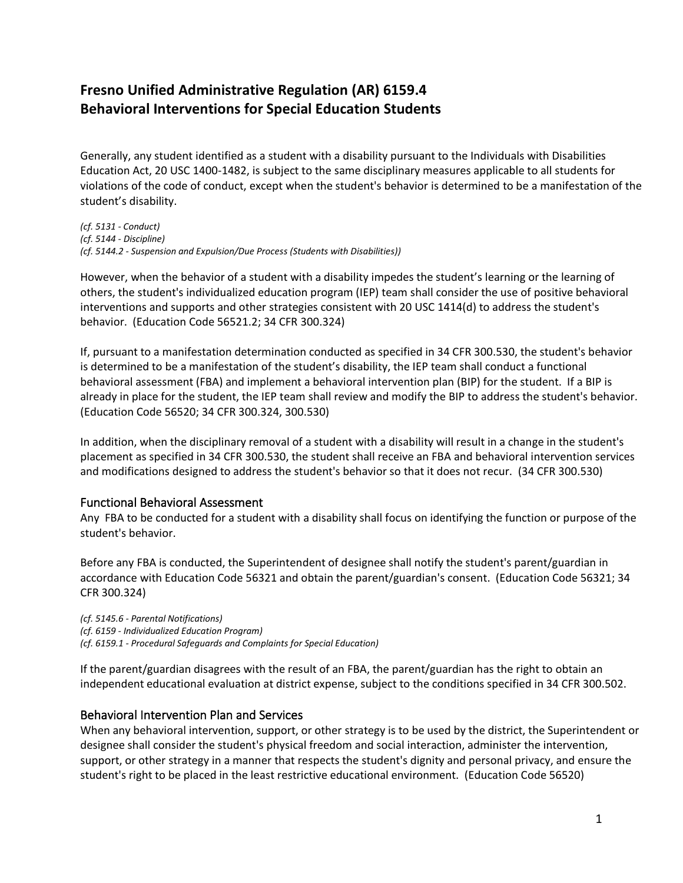# Fresno Unified Administrative Regulation (AR) 6159.4
# Behavioral Interventions for Special Education Students

Generally, any student identified as a student with a disability pursuant to the Individuals with Disabilities Education Act, 20 USC 1400-1482, is subject to the same disciplinary measures applicable to all students for violations of the code of conduct, except when the student's behavior is determined to be a manifestation of the student's disability.

*(cf. 5131 - Conduct)*
*(cf. 5144 - Discipline)*
*(cf. 5144.2 - Suspension and Expulsion/Due Process (Students with Disabilities))*

However, when the behavior of a student with a disability impedes the student's learning or the learning of others, the student's individualized education program (IEP) team shall consider the use of positive behavioral interventions and supports and other strategies consistent with 20 USC 1414(d) to address the student's behavior. (Education Code 56521.2; 34 CFR 300.324)

If, pursuant to a manifestation determination conducted as specified in 34 CFR 300.530, the student's behavior is determined to be a manifestation of the student's disability, the IEP team shall conduct a functional behavioral assessment (FBA) and implement a behavioral intervention plan (BIP) for the student. If a BIP is already in place for the student, the IEP team shall review and modify the BIP to address the student's behavior. (Education Code 56520; 34 CFR 300.324, 300.530)

In addition, when the disciplinary removal of a student with a disability will result in a change in the student's placement as specified in 34 CFR 300.530, the student shall receive an FBA and behavioral intervention services and modifications designed to address the student's behavior so that it does not recur. (34 CFR 300.530)

## Functional Behavioral Assessment

Any FBA to be conducted for a student with a disability shall focus on identifying the function or purpose of the student's behavior.

Before any FBA is conducted, the Superintendent of designee shall notify the student's parent/guardian in accordance with Education Code 56321 and obtain the parent/guardian's consent. (Education Code 56321; 34 CFR 300.324)

*(cf. 5145.6 - Parental Notifications)*
*(cf. 6159 - Individualized Education Program)*
*(cf. 6159.1 - Procedural Safeguards and Complaints for Special Education)*

If the parent/guardian disagrees with the result of an FBA, the parent/guardian has the right to obtain an independent educational evaluation at district expense, subject to the conditions specified in 34 CFR 300.502.

## Behavioral Intervention Plan and Services

When any behavioral intervention, support, or other strategy is to be used by the district, the Superintendent or designee shall consider the student's physical freedom and social interaction, administer the intervention, support, or other strategy in a manner that respects the student's dignity and personal privacy, and ensure the student's right to be placed in the least restrictive educational environment. (Education Code 56520)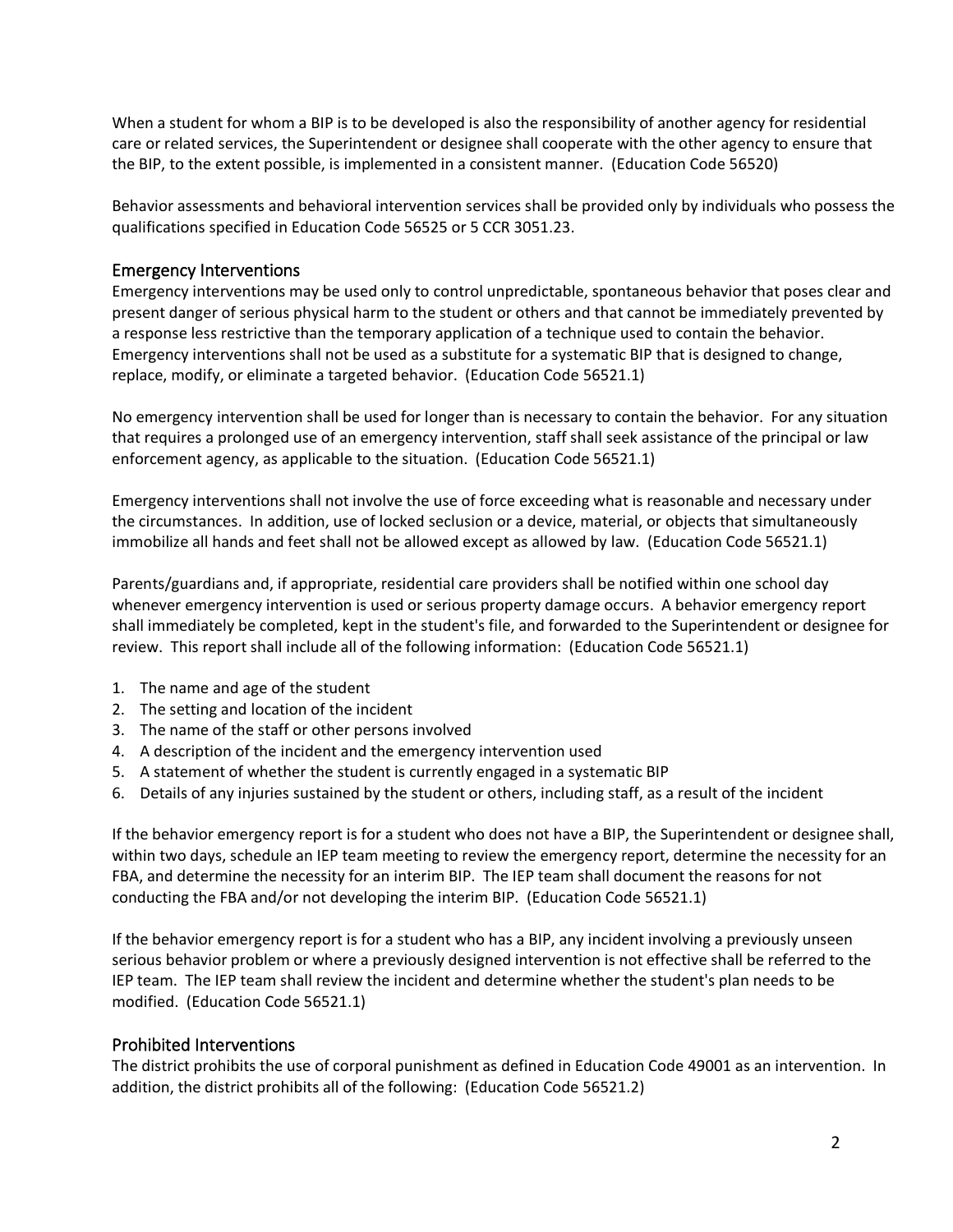When a student for whom a BIP is to be developed is also the responsibility of another agency for residential care or related services, the Superintendent or designee shall cooperate with the other agency to ensure that the BIP, to the extent possible, is implemented in a consistent manner. (Education Code 56520)

Behavior assessments and behavioral intervention services shall be provided only by individuals who possess the qualifications specified in Education Code 56525 or 5 CCR 3051.23.

## Emergency Interventions

Emergency interventions may be used only to control unpredictable, spontaneous behavior that poses clear and present danger of serious physical harm to the student or others and that cannot be immediately prevented by a response less restrictive than the temporary application of a technique used to contain the behavior. Emergency interventions shall not be used as a substitute for a systematic BIP that is designed to change, replace, modify, or eliminate a targeted behavior. (Education Code 56521.1)

No emergency intervention shall be used for longer than is necessary to contain the behavior. For any situation that requires a prolonged use of an emergency intervention, staff shall seek assistance of the principal or law enforcement agency, as applicable to the situation. (Education Code 56521.1)

Emergency interventions shall not involve the use of force exceeding what is reasonable and necessary under the circumstances. In addition, use of locked seclusion or a device, material, or objects that simultaneously immobilize all hands and feet shall not be allowed except as allowed by law. (Education Code 56521.1)

Parents/guardians and, if appropriate, residential care providers shall be notified within one school day whenever emergency intervention is used or serious property damage occurs. A behavior emergency report shall immediately be completed, kept in the student's file, and forwarded to the Superintendent or designee for review. This report shall include all of the following information: (Education Code 56521.1)

1. The name and age of the student
2. The setting and location of the incident
3. The name of the staff or other persons involved
4. A description of the incident and the emergency intervention used
5. A statement of whether the student is currently engaged in a systematic BIP
6. Details of any injuries sustained by the student or others, including staff, as a result of the incident

If the behavior emergency report is for a student who does not have a BIP, the Superintendent or designee shall, within two days, schedule an IEP team meeting to review the emergency report, determine the necessity for an FBA, and determine the necessity for an interim BIP. The IEP team shall document the reasons for not conducting the FBA and/or not developing the interim BIP. (Education Code 56521.1)

If the behavior emergency report is for a student who has a BIP, any incident involving a previously unseen serious behavior problem or where a previously designed intervention is not effective shall be referred to the IEP team. The IEP team shall review the incident and determine whether the student's plan needs to be modified. (Education Code 56521.1)

## Prohibited Interventions

The district prohibits the use of corporal punishment as defined in Education Code 49001 as an intervention. In addition, the district prohibits all of the following: (Education Code 56521.2)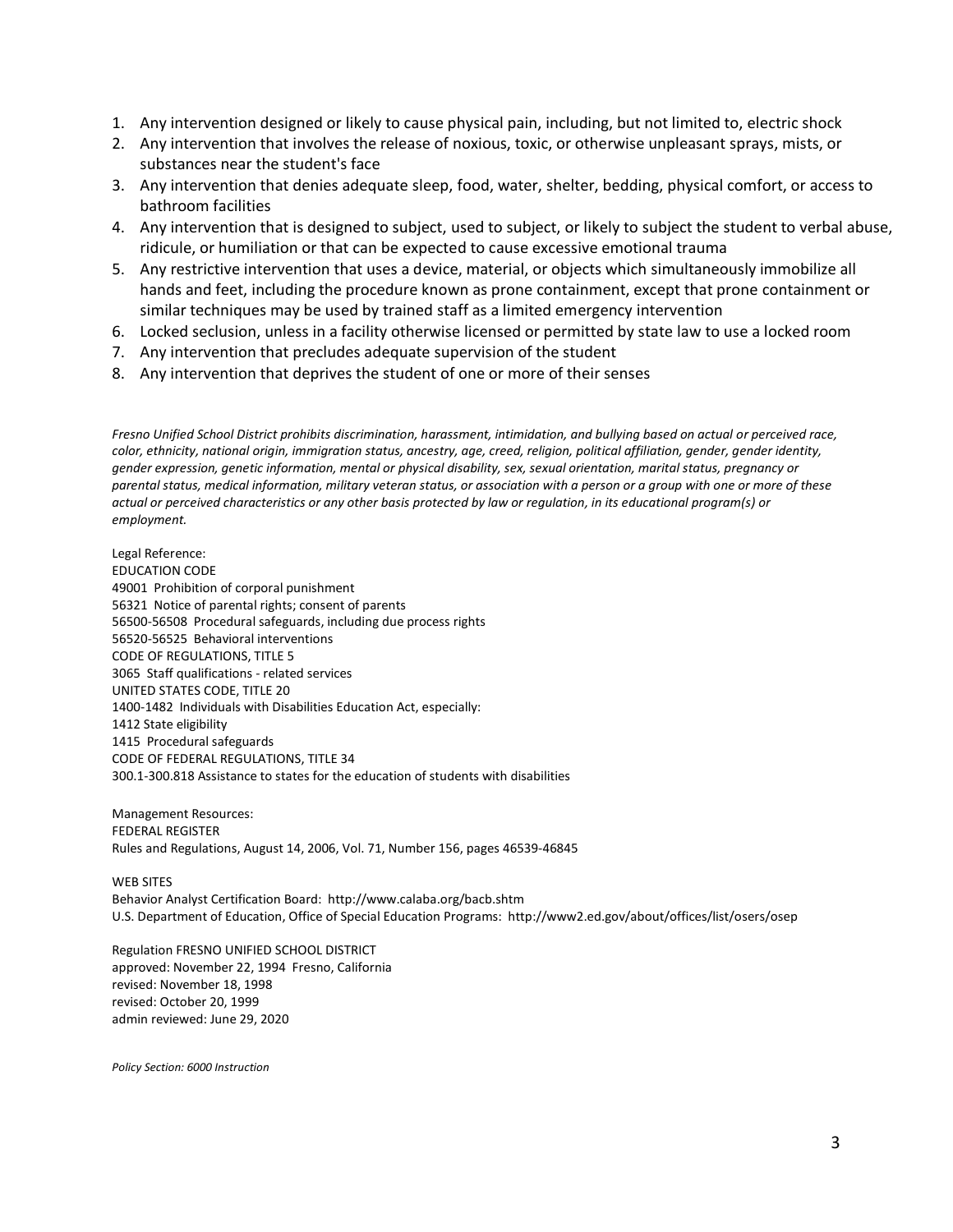1. Any intervention designed or likely to cause physical pain, including, but not limited to, electric shock
2. Any intervention that involves the release of noxious, toxic, or otherwise unpleasant sprays, mists, or substances near the student's face
3. Any intervention that denies adequate sleep, food, water, shelter, bedding, physical comfort, or access to bathroom facilities
4. Any intervention that is designed to subject, used to subject, or likely to subject the student to verbal abuse, ridicule, or humiliation or that can be expected to cause excessive emotional trauma
5. Any restrictive intervention that uses a device, material, or objects which simultaneously immobilize all hands and feet, including the procedure known as prone containment, except that prone containment or similar techniques may be used by trained staff as a limited emergency intervention
6. Locked seclusion, unless in a facility otherwise licensed or permitted by state law to use a locked room
7. Any intervention that precludes adequate supervision of the student
8. Any intervention that deprives the student of one or more of their senses

*Fresno Unified School District prohibits discrimination, harassment, intimidation, and bullying based on actual or perceived race, color, ethnicity, national origin, immigration status, ancestry, age, creed, religion, political affiliation, gender, gender identity, gender expression, genetic information, mental or physical disability, sex, sexual orientation, marital status, pregnancy or parental status, medical information, military veteran status, or association with a person or a group with one or more of these actual or perceived characteristics or any other basis protected by law or regulation, in its educational program(s) or employment.*

Legal Reference:
EDUCATION CODE
49001 Prohibition of corporal punishment
56321 Notice of parental rights; consent of parents
56500-56508 Procedural safeguards, including due process rights
56520-56525 Behavioral interventions
CODE OF REGULATIONS, TITLE 5
3065 Staff qualifications - related services
UNITED STATES CODE, TITLE 20
1400-1482 Individuals with Disabilities Education Act, especially:
1412 State eligibility
1415 Procedural safeguards
CODE OF FEDERAL REGULATIONS, TITLE 34
300.1-300.818 Assistance to states for the education of students with disabilities

Management Resources:
FEDERAL REGISTER
Rules and Regulations, August 14, 2006, Vol. 71, Number 156, pages 46539-46845

WEB SITES
Behavior Analyst Certification Board: http://www.calaba.org/bacb.shtm
U.S. Department of Education, Office of Special Education Programs: http://www2.ed.gov/about/offices/list/osers/osep

Regulation FRESNO UNIFIED SCHOOL DISTRICT
approved: November 22, 1994 Fresno, California
revised: November 18, 1998
revised: October 20, 1999
admin reviewed: June 29, 2020

*Policy Section: 6000 Instruction*